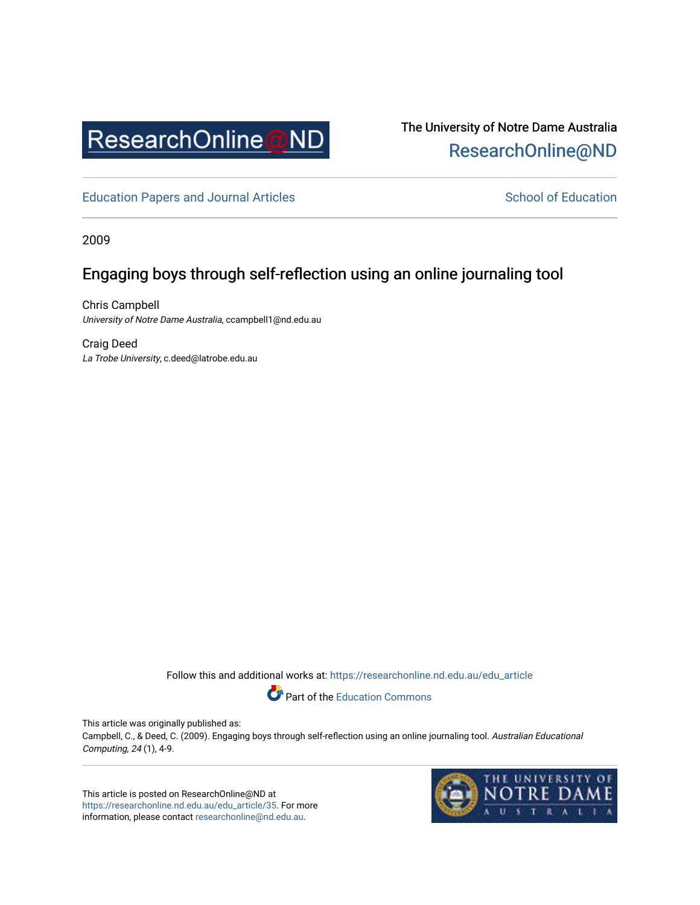ResearchOnline@ND

The University of Notre Dame Australia
ResearchOnline@ND

Education Papers and Journal Articles

School of Education

2009

# Engaging boys through self-reflection using an online journaling tool

Chris Campbell
*University of Notre Dame Australia*, ccampbell1@nd.edu.au

Craig Deed
*La Trobe University*, c.deed@latrobe.edu.au

Follow this and additional works at: https://researchonline.nd.edu.au/edu_article

Part of the Education Commons

This article was originally published as:
Campbell, C., & Deed, C. (2009). Engaging boys through self-reflection using an online journaling tool. *Australian Educational Computing, 24* (1), 4-9.

This article is posted on ResearchOnline@ND at https://researchonline.nd.edu.au/edu_article/35. For more information, please contact researchonline@nd.edu.au.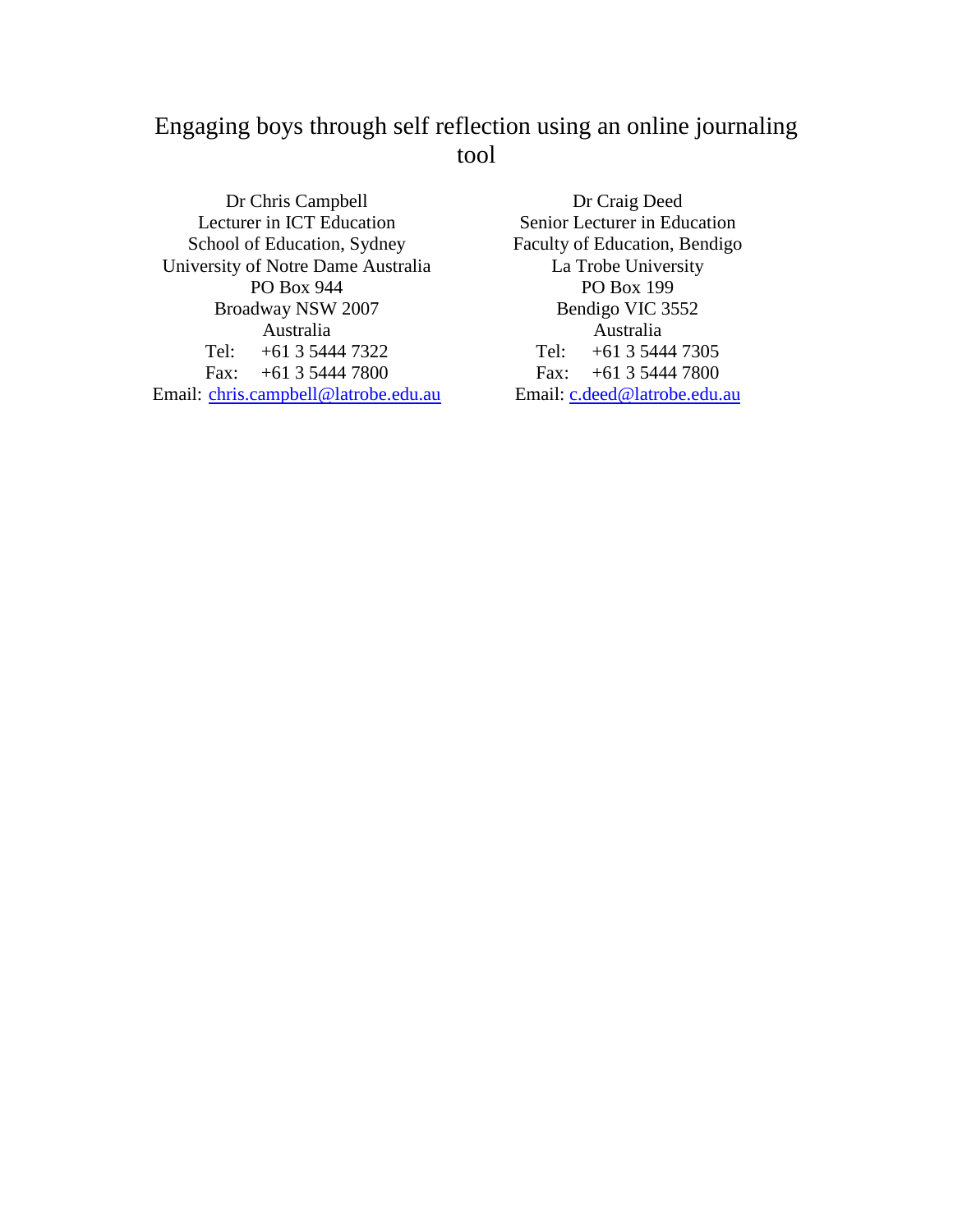# Engaging boys through self reflection using an online journaling tool

Dr Chris Campbell
Lecturer in ICT Education
School of Education, Sydney
University of Notre Dame Australia
PO Box 944
Broadway NSW 2007
Australia
Tel: +61 3 5444 7322
Fax: +61 3 5444 7800
Email: chris.campbell@latrobe.edu.au

Dr Craig Deed
Senior Lecturer in Education
Faculty of Education, Bendigo
La Trobe University
PO Box 199
Bendigo VIC 3552
Australia
Tel: +61 3 5444 7305
Fax: +61 3 5444 7800
Email: c.deed@latrobe.edu.au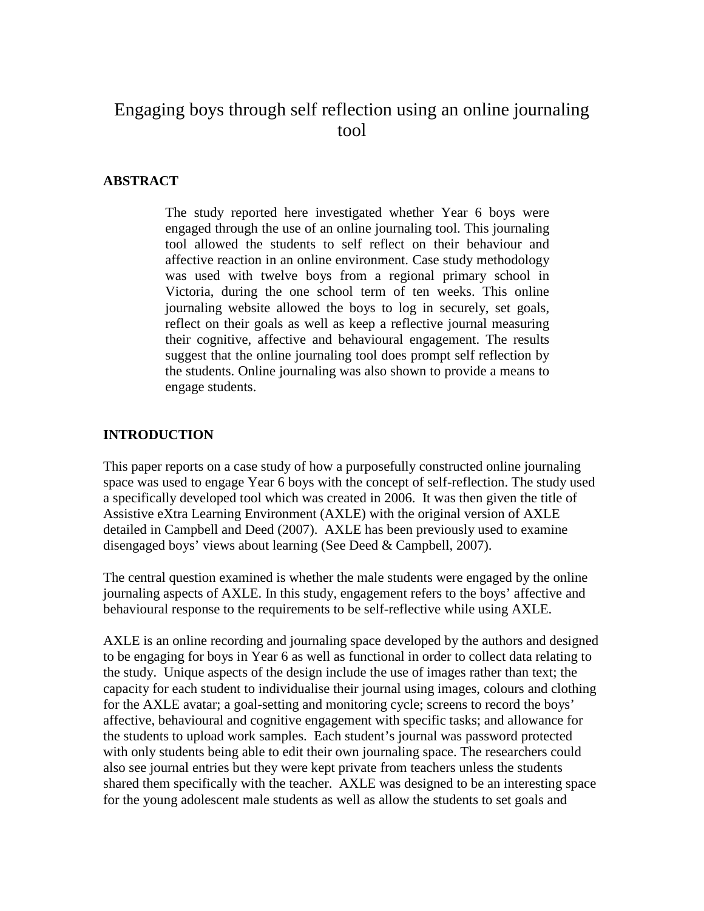# Engaging boys through self reflection using an online journaling tool

## ABSTRACT

> The study reported here investigated whether Year 6 boys were engaged through the use of an online journaling tool. This journaling tool allowed the students to self reflect on their behaviour and affective reaction in an online environment. Case study methodology was used with twelve boys from a regional primary school in Victoria, during the one school term of ten weeks. This online journaling website allowed the boys to log in securely, set goals, reflect on their goals as well as keep a reflective journal measuring their cognitive, affective and behavioural engagement. The results suggest that the online journaling tool does prompt self reflection by the students. Online journaling was also shown to provide a means to engage students.

## INTRODUCTION

This paper reports on a case study of how a purposefully constructed online journaling space was used to engage Year 6 boys with the concept of self-reflection. The study used a specifically developed tool which was created in 2006. It was then given the title of Assistive eXtra Learning Environment (AXLE) with the original version of AXLE detailed in Campbell and Deed (2007). AXLE has been previously used to examine disengaged boys' views about learning (See Deed & Campbell, 2007).

The central question examined is whether the male students were engaged by the online journaling aspects of AXLE. In this study, engagement refers to the boys' affective and behavioural response to the requirements to be self-reflective while using AXLE.

AXLE is an online recording and journaling space developed by the authors and designed to be engaging for boys in Year 6 as well as functional in order to collect data relating to the study. Unique aspects of the design include the use of images rather than text; the capacity for each student to individualise their journal using images, colours and clothing for the AXLE avatar; a goal-setting and monitoring cycle; screens to record the boys' affective, behavioural and cognitive engagement with specific tasks; and allowance for the students to upload work samples. Each student's journal was password protected with only students being able to edit their own journaling space. The researchers could also see journal entries but they were kept private from teachers unless the students shared them specifically with the teacher. AXLE was designed to be an interesting space for the young adolescent male students as well as allow the students to set goals and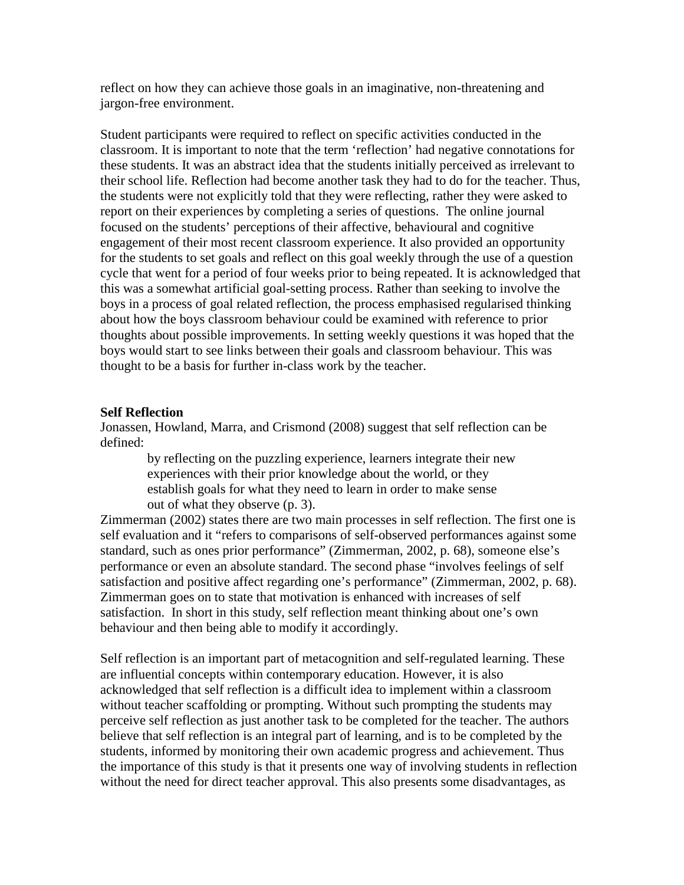reflect on how they can achieve those goals in an imaginative, non-threatening and jargon-free environment.

Student participants were required to reflect on specific activities conducted in the classroom. It is important to note that the term 'reflection' had negative connotations for these students. It was an abstract idea that the students initially perceived as irrelevant to their school life. Reflection had become another task they had to do for the teacher. Thus, the students were not explicitly told that they were reflecting, rather they were asked to report on their experiences by completing a series of questions. The online journal focused on the students' perceptions of their affective, behavioural and cognitive engagement of their most recent classroom experience. It also provided an opportunity for the students to set goals and reflect on this goal weekly through the use of a question cycle that went for a period of four weeks prior to being repeated. It is acknowledged that this was a somewhat artificial goal-setting process. Rather than seeking to involve the boys in a process of goal related reflection, the process emphasised regularised thinking about how the boys classroom behaviour could be examined with reference to prior thoughts about possible improvements. In setting weekly questions it was hoped that the boys would start to see links between their goals and classroom behaviour. This was thought to be a basis for further in-class work by the teacher.

**Self Reflection**

Jonassen, Howland, Marra, and Crismond (2008) suggest that self reflection can be defined:

> by reflecting on the puzzling experience, learners integrate their new experiences with their prior knowledge about the world, or they establish goals for what they need to learn in order to make sense out of what they observe (p. 3).

Zimmerman (2002) states there are two main processes in self reflection. The first one is self evaluation and it "refers to comparisons of self-observed performances against some standard, such as ones prior performance" (Zimmerman, 2002, p. 68), someone else's performance or even an absolute standard. The second phase "involves feelings of self satisfaction and positive affect regarding one's performance" (Zimmerman, 2002, p. 68). Zimmerman goes on to state that motivation is enhanced with increases of self satisfaction. In short in this study, self reflection meant thinking about one's own behaviour and then being able to modify it accordingly.

Self reflection is an important part of metacognition and self-regulated learning. These are influential concepts within contemporary education. However, it is also acknowledged that self reflection is a difficult idea to implement within a classroom without teacher scaffolding or prompting. Without such prompting the students may perceive self reflection as just another task to be completed for the teacher. The authors believe that self reflection is an integral part of learning, and is to be completed by the students, informed by monitoring their own academic progress and achievement. Thus the importance of this study is that it presents one way of involving students in reflection without the need for direct teacher approval. This also presents some disadvantages, as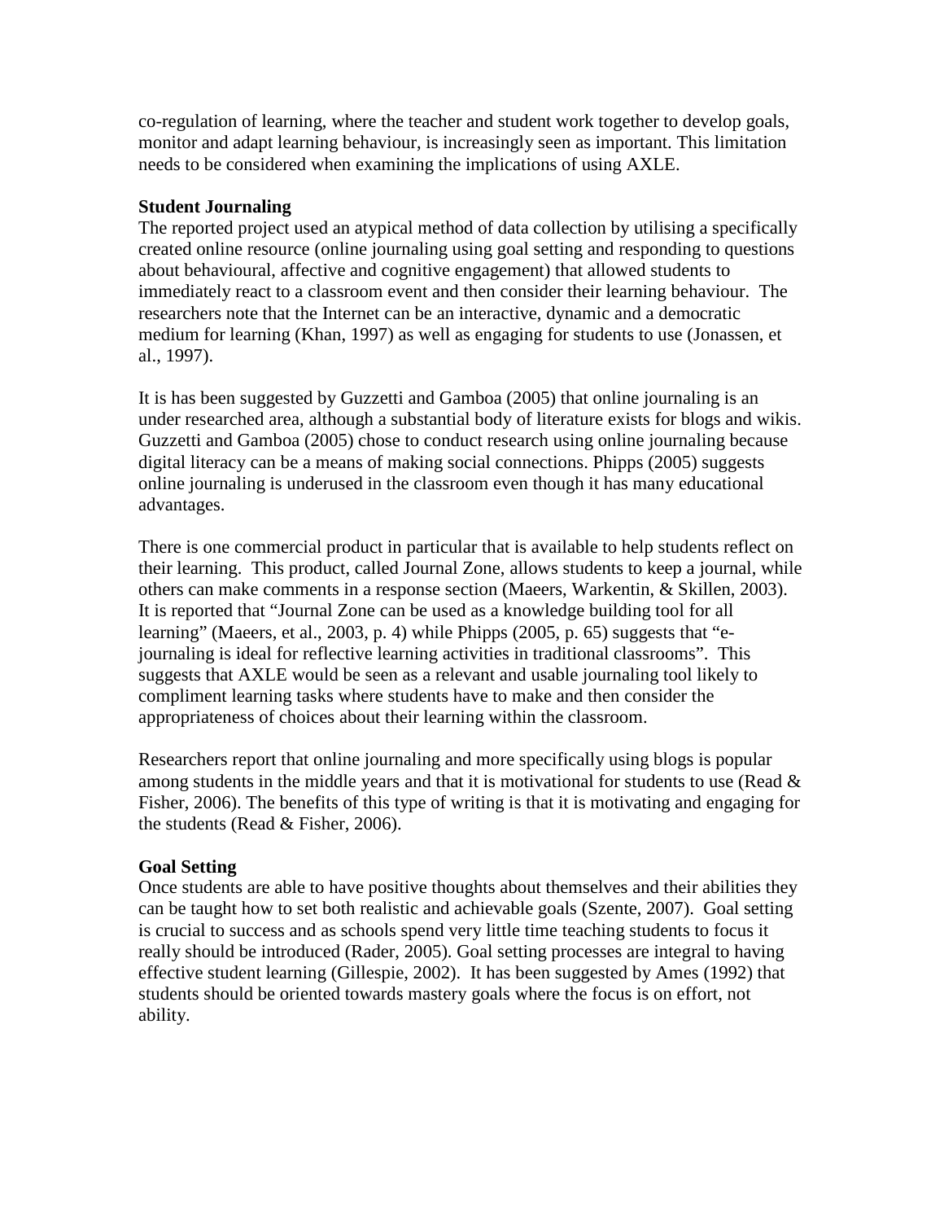co-regulation of learning, where the teacher and student work together to develop goals, monitor and adapt learning behaviour, is increasingly seen as important. This limitation needs to be considered when examining the implications of using AXLE.

**Student Journaling**

The reported project used an atypical method of data collection by utilising a specifically created online resource (online journaling using goal setting and responding to questions about behavioural, affective and cognitive engagement) that allowed students to immediately react to a classroom event and then consider their learning behaviour. The researchers note that the Internet can be an interactive, dynamic and a democratic medium for learning (Khan, 1997) as well as engaging for students to use (Jonassen, et al., 1997).

It is has been suggested by Guzzetti and Gamboa (2005) that online journaling is an under researched area, although a substantial body of literature exists for blogs and wikis. Guzzetti and Gamboa (2005) chose to conduct research using online journaling because digital literacy can be a means of making social connections. Phipps (2005) suggests online journaling is underused in the classroom even though it has many educational advantages.

There is one commercial product in particular that is available to help students reflect on their learning. This product, called Journal Zone, allows students to keep a journal, while others can make comments in a response section (Maeers, Warkentin, & Skillen, 2003). It is reported that "Journal Zone can be used as a knowledge building tool for all learning" (Maeers, et al., 2003, p. 4) while Phipps (2005, p. 65) suggests that "e-journaling is ideal for reflective learning activities in traditional classrooms". This suggests that AXLE would be seen as a relevant and usable journaling tool likely to compliment learning tasks where students have to make and then consider the appropriateness of choices about their learning within the classroom.

Researchers report that online journaling and more specifically using blogs is popular among students in the middle years and that it is motivational for students to use (Read & Fisher, 2006). The benefits of this type of writing is that it is motivating and engaging for the students (Read & Fisher, 2006).

**Goal Setting**

Once students are able to have positive thoughts about themselves and their abilities they can be taught how to set both realistic and achievable goals (Szente, 2007). Goal setting is crucial to success and as schools spend very little time teaching students to focus it really should be introduced (Rader, 2005). Goal setting processes are integral to having effective student learning (Gillespie, 2002). It has been suggested by Ames (1992) that students should be oriented towards mastery goals where the focus is on effort, not ability.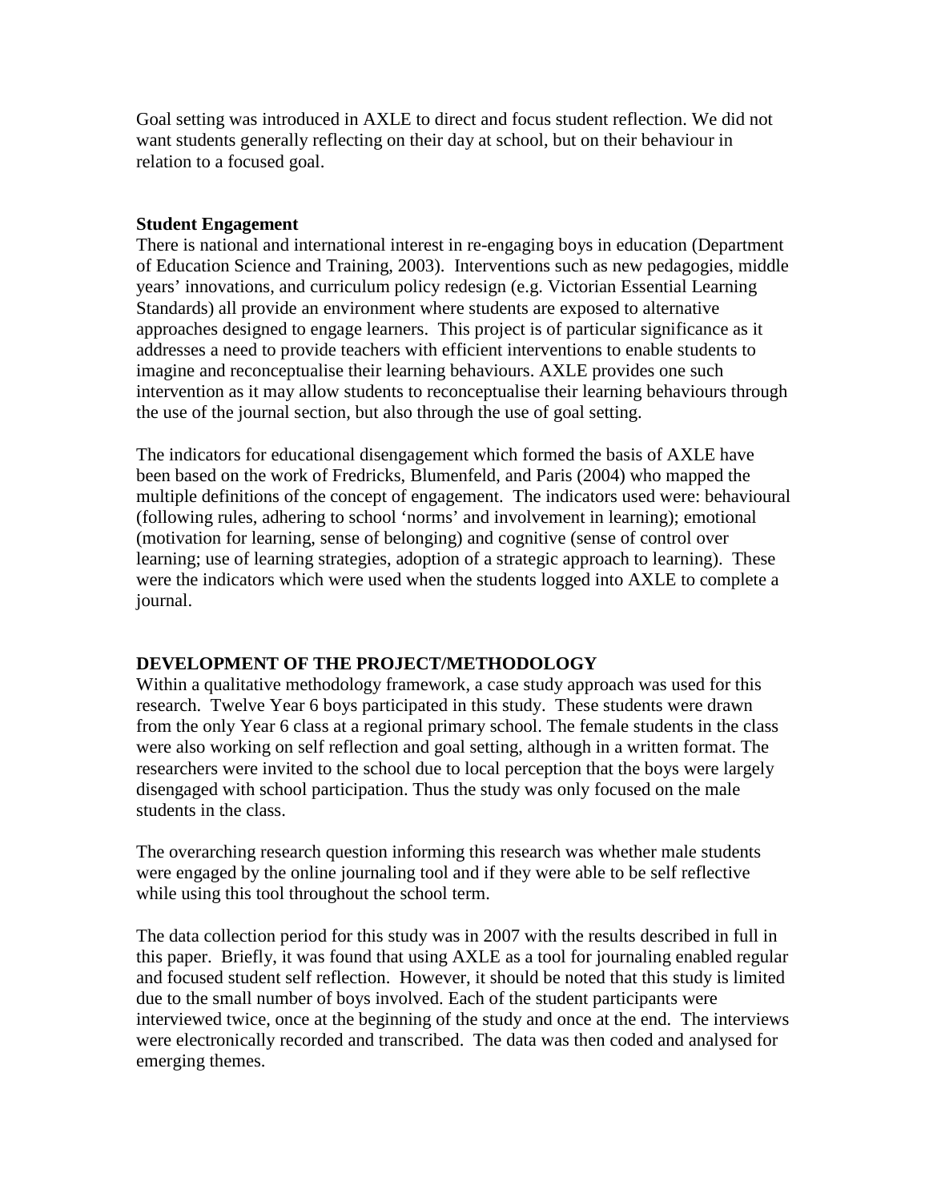Goal setting was introduced in AXLE to direct and focus student reflection. We did not want students generally reflecting on their day at school, but on their behaviour in relation to a focused goal.

### Student Engagement

There is national and international interest in re-engaging boys in education (Department of Education Science and Training, 2003). Interventions such as new pedagogies, middle years' innovations, and curriculum policy redesign (e.g. Victorian Essential Learning Standards) all provide an environment where students are exposed to alternative approaches designed to engage learners. This project is of particular significance as it addresses a need to provide teachers with efficient interventions to enable students to imagine and reconceptualise their learning behaviours. AXLE provides one such intervention as it may allow students to reconceptualise their learning behaviours through the use of the journal section, but also through the use of goal setting.

The indicators for educational disengagement which formed the basis of AXLE have been based on the work of Fredricks, Blumenfeld, and Paris (2004) who mapped the multiple definitions of the concept of engagement. The indicators used were: behavioural (following rules, adhering to school 'norms' and involvement in learning); emotional (motivation for learning, sense of belonging) and cognitive (sense of control over learning; use of learning strategies, adoption of a strategic approach to learning). These were the indicators which were used when the students logged into AXLE to complete a journal.

## DEVELOPMENT OF THE PROJECT/METHODOLOGY

Within a qualitative methodology framework, a case study approach was used for this research. Twelve Year 6 boys participated in this study. These students were drawn from the only Year 6 class at a regional primary school. The female students in the class were also working on self reflection and goal setting, although in a written format. The researchers were invited to the school due to local perception that the boys were largely disengaged with school participation. Thus the study was only focused on the male students in the class.

The overarching research question informing this research was whether male students were engaged by the online journaling tool and if they were able to be self reflective while using this tool throughout the school term.

The data collection period for this study was in 2007 with the results described in full in this paper. Briefly, it was found that using AXLE as a tool for journaling enabled regular and focused student self reflection. However, it should be noted that this study is limited due to the small number of boys involved. Each of the student participants were interviewed twice, once at the beginning of the study and once at the end. The interviews were electronically recorded and transcribed. The data was then coded and analysed for emerging themes.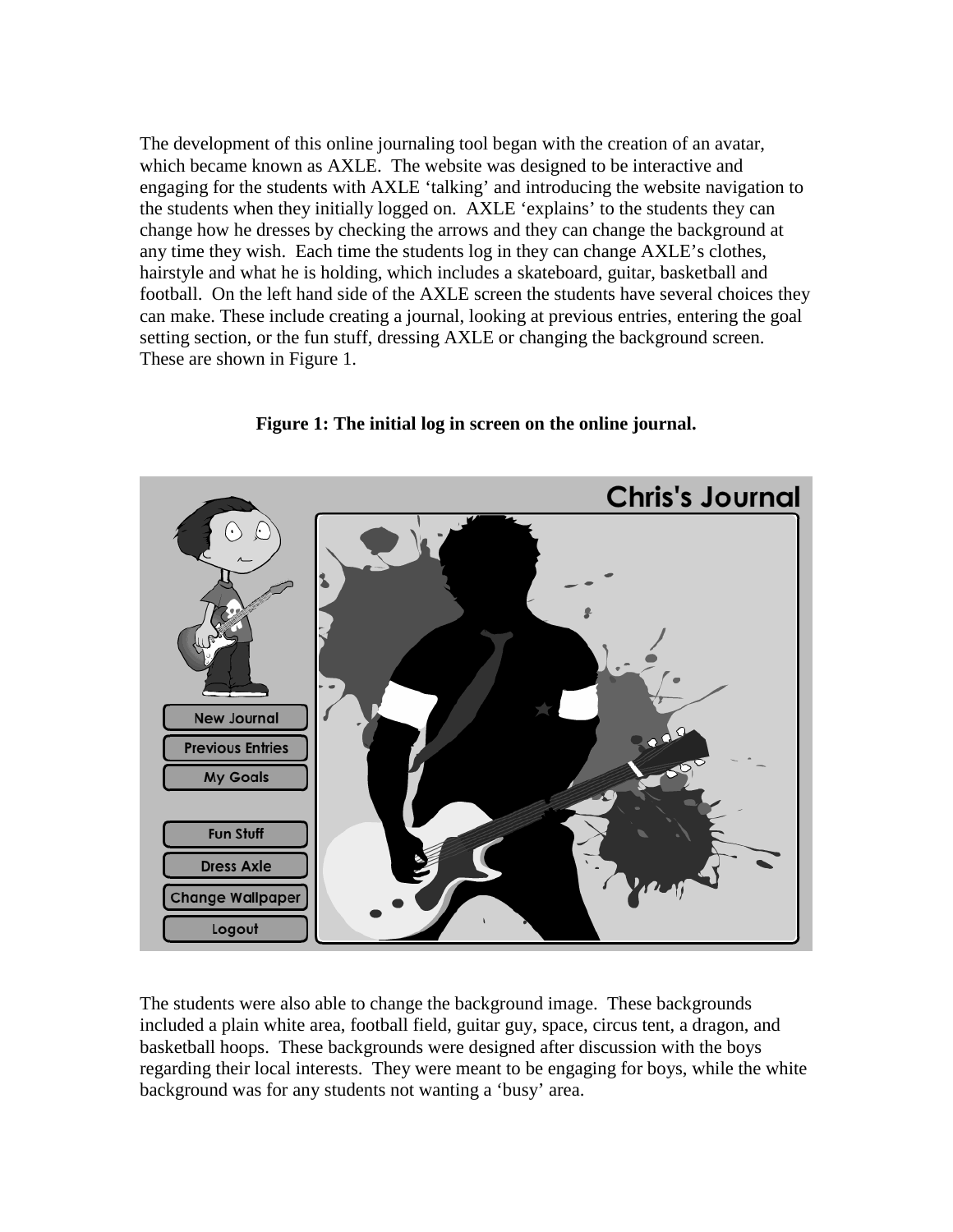The development of this online journaling tool began with the creation of an avatar, which became known as AXLE. The website was designed to be interactive and engaging for the students with AXLE 'talking' and introducing the website navigation to the students when they initially logged on. AXLE 'explains' to the students they can change how he dresses by checking the arrows and they can change the background at any time they wish. Each time the students log in they can change AXLE's clothes, hairstyle and what he is holding, which includes a skateboard, guitar, basketball and football. On the left hand side of the AXLE screen the students have several choices they can make. These include creating a journal, looking at previous entries, entering the goal setting section, or the fun stuff, dressing AXLE or changing the background screen. These are shown in Figure 1.

**Figure 1: The initial log in screen on the online journal.**

The students were also able to change the background image. These backgrounds included a plain white area, football field, guitar guy, space, circus tent, a dragon, and basketball hoops. These backgrounds were designed after discussion with the boys regarding their local interests. They were meant to be engaging for boys, while the white background was for any students not wanting a 'busy' area.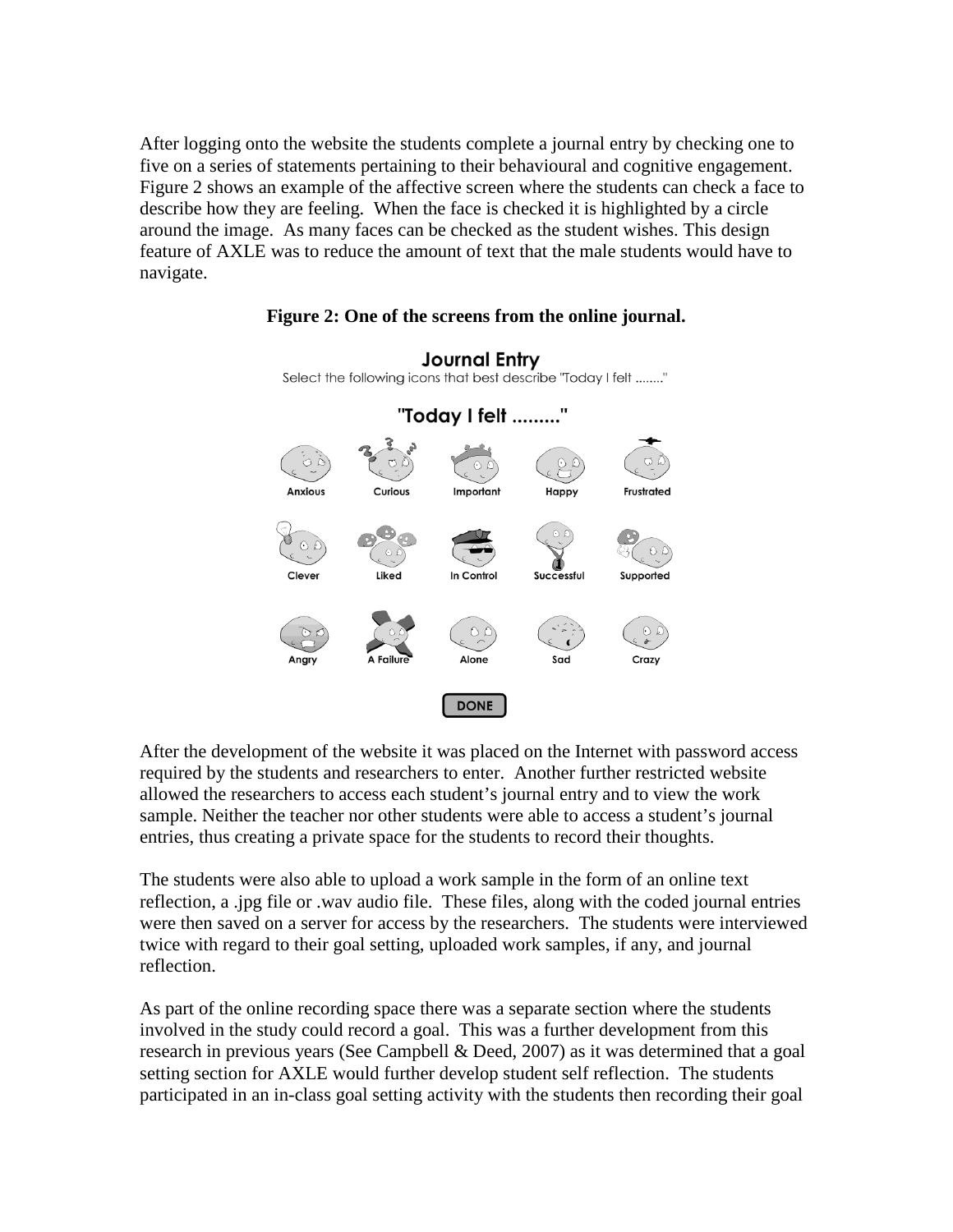After logging onto the website the students complete a journal entry by checking one to five on a series of statements pertaining to their behavioural and cognitive engagement. Figure 2 shows an example of the affective screen where the students can check a face to describe how they are feeling. When the face is checked it is highlighted by a circle around the image. As many faces can be checked as the student wishes. This design feature of AXLE was to reduce the amount of text that the male students would have to navigate.

**Figure 2: One of the screens from the online journal.**

**Journal Entry**

Select the following icons that best describe "Today I felt ........"

**"Today I felt ........."**

| Anxious | Curious | Important | Happy | Frustrated |
|---|---|---|---|---|
| Clever | Liked | In Control | Successful | Supported |
| Angry | A Failure | Alone | Sad | Crazy |

DONE

After the development of the website it was placed on the Internet with password access required by the students and researchers to enter. Another further restricted website allowed the researchers to access each student's journal entry and to view the work sample. Neither the teacher nor other students were able to access a student's journal entries, thus creating a private space for the students to record their thoughts.

The students were also able to upload a work sample in the form of an online text reflection, a .jpg file or .wav audio file. These files, along with the coded journal entries were then saved on a server for access by the researchers. The students were interviewed twice with regard to their goal setting, uploaded work samples, if any, and journal reflection.

As part of the online recording space there was a separate section where the students involved in the study could record a goal. This was a further development from this research in previous years (See Campbell & Deed, 2007) as it was determined that a goal setting section for AXLE would further develop student self reflection. The students participated in an in-class goal setting activity with the students then recording their goal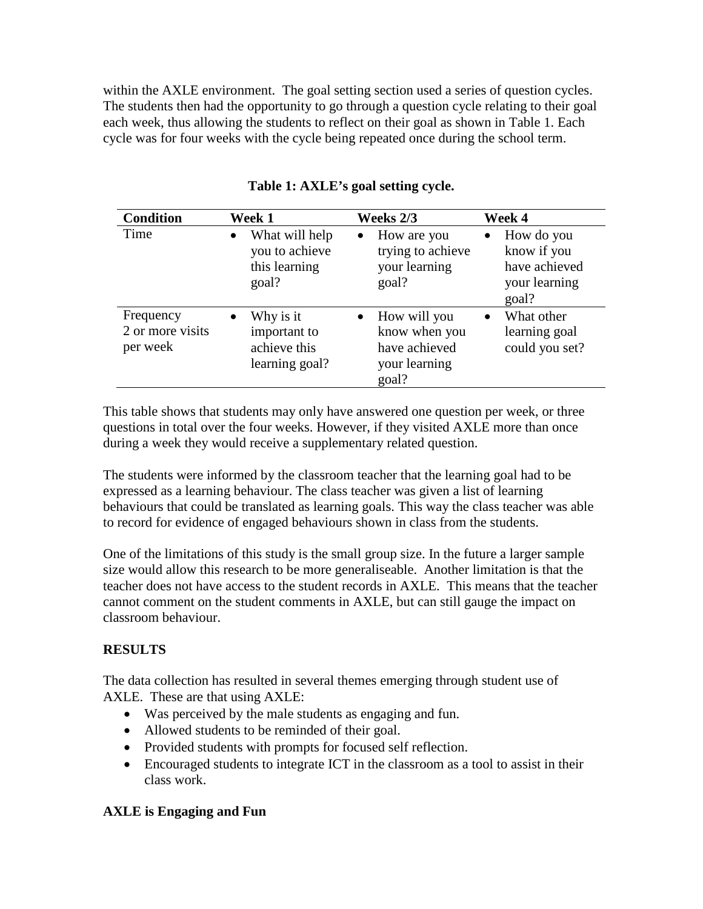within the AXLE environment. The goal setting section used a series of question cycles. The students then had the opportunity to go through a question cycle relating to their goal each week, thus allowing the students to reflect on their goal as shown in Table 1. Each cycle was for four weeks with the cycle being repeated once during the school term.

**Table 1: AXLE's goal setting cycle.**

| Condition | Week 1 | Weeks 2/3 | Week 4 |
|---|---|---|---|
| Time | • What will help you to achieve this learning goal? | • How are you trying to achieve your learning goal? | • How do you know if you have achieved your learning goal? |
| Frequency 2 or more visits per week | • Why is it important to achieve this learning goal? | • How will you know when you have achieved your learning goal? | • What other learning goal could you set? |

This table shows that students may only have answered one question per week, or three questions in total over the four weeks. However, if they visited AXLE more than once during a week they would receive a supplementary related question.

The students were informed by the classroom teacher that the learning goal had to be expressed as a learning behaviour. The class teacher was given a list of learning behaviours that could be translated as learning goals. This way the class teacher was able to record for evidence of engaged behaviours shown in class from the students.

One of the limitations of this study is the small group size. In the future a larger sample size would allow this research to be more generaliseable. Another limitation is that the teacher does not have access to the student records in AXLE. This means that the teacher cannot comment on the student comments in AXLE, but can still gauge the impact on classroom behaviour.

## RESULTS

The data collection has resulted in several themes emerging through student use of AXLE. These are that using AXLE:

- Was perceived by the male students as engaging and fun.
- Allowed students to be reminded of their goal.
- Provided students with prompts for focused self reflection.
- Encouraged students to integrate ICT in the classroom as a tool to assist in their class work.

### AXLE is Engaging and Fun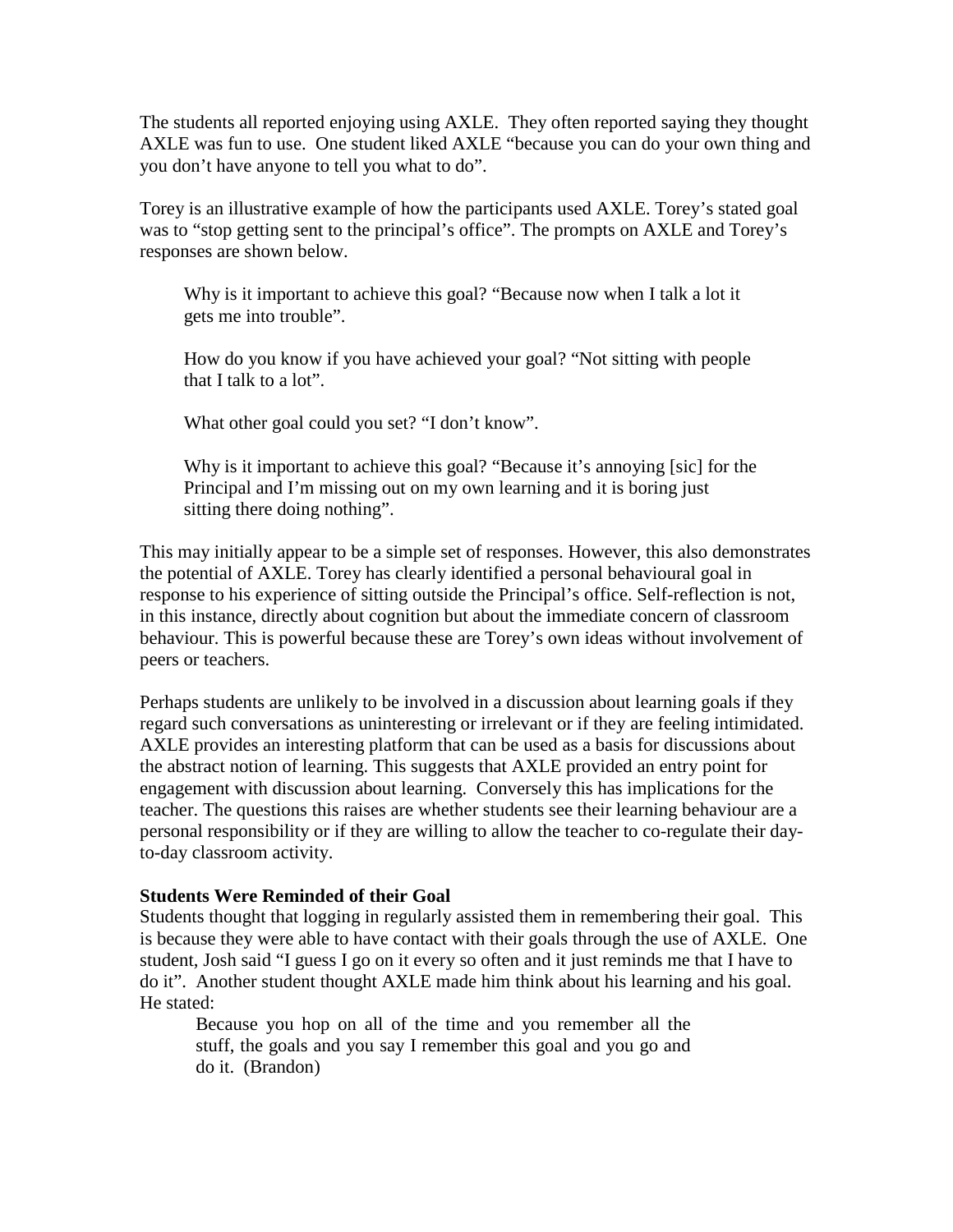The students all reported enjoying using AXLE. They often reported saying they thought AXLE was fun to use. One student liked AXLE "because you can do your own thing and you don't have anyone to tell you what to do".

Torey is an illustrative example of how the participants used AXLE. Torey's stated goal was to "stop getting sent to the principal's office". The prompts on AXLE and Torey's responses are shown below.

> Why is it important to achieve this goal? "Because now when I talk a lot it gets me into trouble".
>
> How do you know if you have achieved your goal? "Not sitting with people that I talk to a lot".
>
> What other goal could you set? "I don't know".
>
> Why is it important to achieve this goal? "Because it's annoying [sic] for the Principal and I'm missing out on my own learning and it is boring just sitting there doing nothing".

This may initially appear to be a simple set of responses. However, this also demonstrates the potential of AXLE. Torey has clearly identified a personal behavioural goal in response to his experience of sitting outside the Principal's office. Self-reflection is not, in this instance, directly about cognition but about the immediate concern of classroom behaviour. This is powerful because these are Torey's own ideas without involvement of peers or teachers.

Perhaps students are unlikely to be involved in a discussion about learning goals if they regard such conversations as uninteresting or irrelevant or if they are feeling intimidated. AXLE provides an interesting platform that can be used as a basis for discussions about the abstract notion of learning. This suggests that AXLE provided an entry point for engagement with discussion about learning. Conversely this has implications for the teacher. The questions this raises are whether students see their learning behaviour are a personal responsibility or if they are willing to allow the teacher to co-regulate their day-to-day classroom activity.

**Students Were Reminded of their Goal**

Students thought that logging in regularly assisted them in remembering their goal. This is because they were able to have contact with their goals through the use of AXLE. One student, Josh said "I guess I go on it every so often and it just reminds me that I have to do it". Another student thought AXLE made him think about his learning and his goal. He stated:

> Because you hop on all of the time and you remember all the stuff, the goals and you say I remember this goal and you go and do it. (Brandon)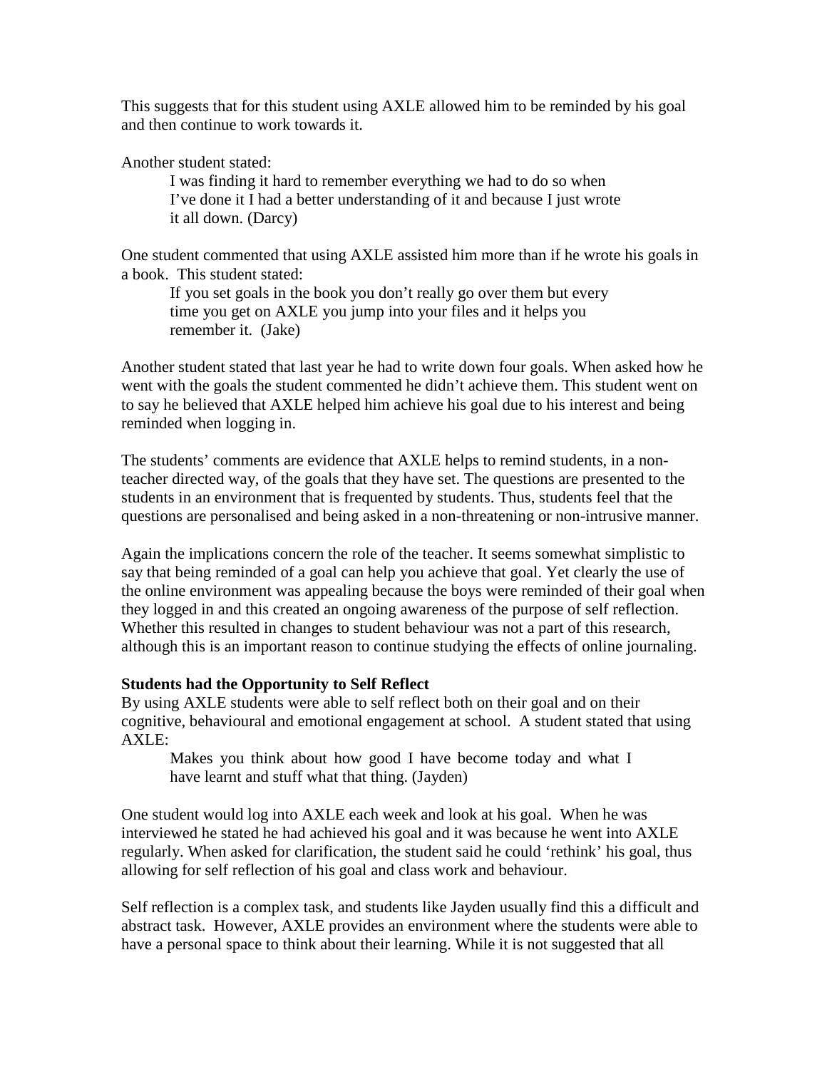This suggests that for this student using AXLE allowed him to be reminded by his goal and then continue to work towards it.

Another student stated:

> I was finding it hard to remember everything we had to do so when I've done it I had a better understanding of it and because I just wrote it all down. (Darcy)

One student commented that using AXLE assisted him more than if he wrote his goals in a book. This student stated:

> If you set goals in the book you don't really go over them but every time you get on AXLE you jump into your files and it helps you remember it. (Jake)

Another student stated that last year he had to write down four goals. When asked how he went with the goals the student commented he didn't achieve them. This student went on to say he believed that AXLE helped him achieve his goal due to his interest and being reminded when logging in.

The students' comments are evidence that AXLE helps to remind students, in a non-teacher directed way, of the goals that they have set. The questions are presented to the students in an environment that is frequented by students. Thus, students feel that the questions are personalised and being asked in a non-threatening or non-intrusive manner.

Again the implications concern the role of the teacher. It seems somewhat simplistic to say that being reminded of a goal can help you achieve that goal. Yet clearly the use of the online environment was appealing because the boys were reminded of their goal when they logged in and this created an ongoing awareness of the purpose of self reflection. Whether this resulted in changes to student behaviour was not a part of this research, although this is an important reason to continue studying the effects of online journaling.

**Students had the Opportunity to Self Reflect**

By using AXLE students were able to self reflect both on their goal and on their cognitive, behavioural and emotional engagement at school. A student stated that using AXLE:

> Makes you think about how good I have become today and what I have learnt and stuff what that thing. (Jayden)

One student would log into AXLE each week and look at his goal. When he was interviewed he stated he had achieved his goal and it was because he went into AXLE regularly. When asked for clarification, the student said he could 'rethink' his goal, thus allowing for self reflection of his goal and class work and behaviour.

Self reflection is a complex task, and students like Jayden usually find this a difficult and abstract task. However, AXLE provides an environment where the students were able to have a personal space to think about their learning. While it is not suggested that all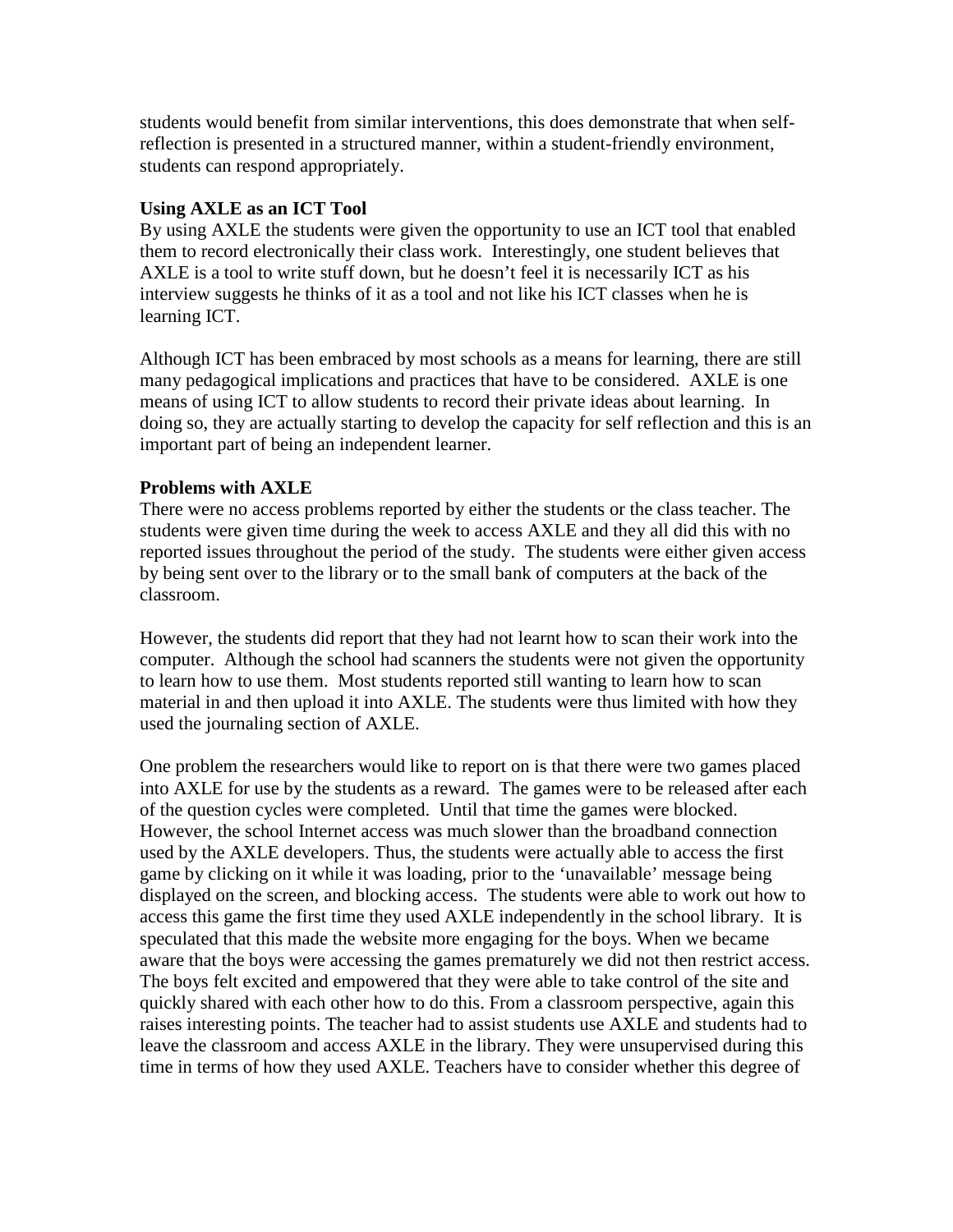students would benefit from similar interventions, this does demonstrate that when self-reflection is presented in a structured manner, within a student-friendly environment, students can respond appropriately.

**Using AXLE as an ICT Tool**

By using AXLE the students were given the opportunity to use an ICT tool that enabled them to record electronically their class work. Interestingly, one student believes that AXLE is a tool to write stuff down, but he doesn't feel it is necessarily ICT as his interview suggests he thinks of it as a tool and not like his ICT classes when he is learning ICT.

Although ICT has been embraced by most schools as a means for learning, there are still many pedagogical implications and practices that have to be considered. AXLE is one means of using ICT to allow students to record their private ideas about learning. In doing so, they are actually starting to develop the capacity for self reflection and this is an important part of being an independent learner.

**Problems with AXLE**

There were no access problems reported by either the students or the class teacher. The students were given time during the week to access AXLE and they all did this with no reported issues throughout the period of the study. The students were either given access by being sent over to the library or to the small bank of computers at the back of the classroom.

However, the students did report that they had not learnt how to scan their work into the computer. Although the school had scanners the students were not given the opportunity to learn how to use them. Most students reported still wanting to learn how to scan material in and then upload it into AXLE. The students were thus limited with how they used the journaling section of AXLE.

One problem the researchers would like to report on is that there were two games placed into AXLE for use by the students as a reward. The games were to be released after each of the question cycles were completed. Until that time the games were blocked. However, the school Internet access was much slower than the broadband connection used by the AXLE developers. Thus, the students were actually able to access the first game by clicking on it while it was loading, prior to the 'unavailable' message being displayed on the screen, and blocking access. The students were able to work out how to access this game the first time they used AXLE independently in the school library. It is speculated that this made the website more engaging for the boys. When we became aware that the boys were accessing the games prematurely we did not then restrict access. The boys felt excited and empowered that they were able to take control of the site and quickly shared with each other how to do this. From a classroom perspective, again this raises interesting points. The teacher had to assist students use AXLE and students had to leave the classroom and access AXLE in the library. They were unsupervised during this time in terms of how they used AXLE. Teachers have to consider whether this degree of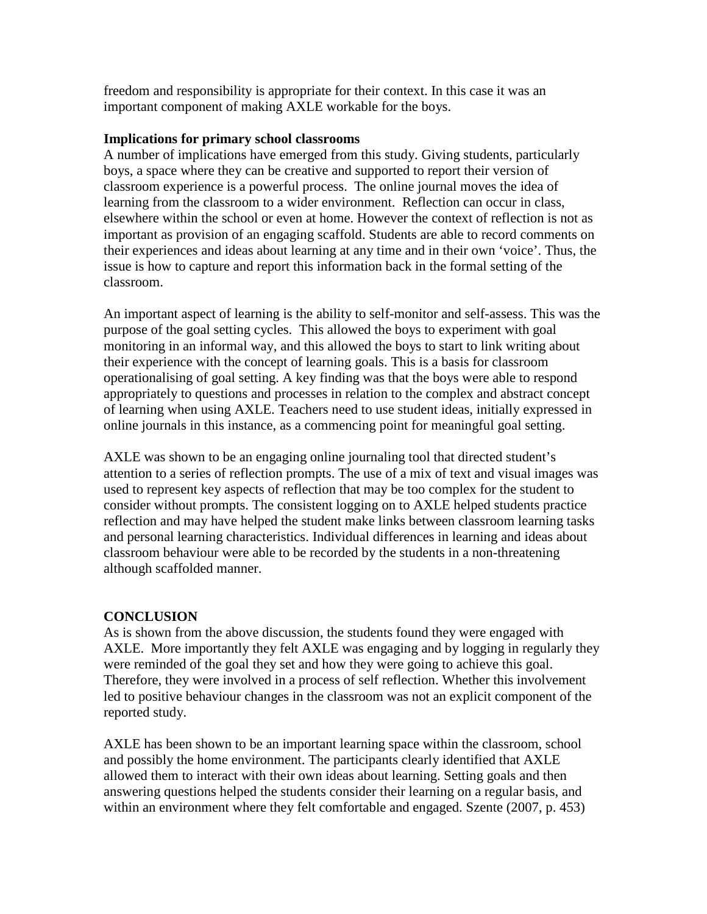freedom and responsibility is appropriate for their context. In this case it was an important component of making AXLE workable for the boys.

**Implications for primary school classrooms**

A number of implications have emerged from this study. Giving students, particularly boys, a space where they can be creative and supported to report their version of classroom experience is a powerful process. The online journal moves the idea of learning from the classroom to a wider environment. Reflection can occur in class, elsewhere within the school or even at home. However the context of reflection is not as important as provision of an engaging scaffold. Students are able to record comments on their experiences and ideas about learning at any time and in their own 'voice'. Thus, the issue is how to capture and report this information back in the formal setting of the classroom.

An important aspect of learning is the ability to self-monitor and self-assess. This was the purpose of the goal setting cycles. This allowed the boys to experiment with goal monitoring in an informal way, and this allowed the boys to start to link writing about their experience with the concept of learning goals. This is a basis for classroom operationalising of goal setting. A key finding was that the boys were able to respond appropriately to questions and processes in relation to the complex and abstract concept of learning when using AXLE. Teachers need to use student ideas, initially expressed in online journals in this instance, as a commencing point for meaningful goal setting.

AXLE was shown to be an engaging online journaling tool that directed student's attention to a series of reflection prompts. The use of a mix of text and visual images was used to represent key aspects of reflection that may be too complex for the student to consider without prompts. The consistent logging on to AXLE helped students practice reflection and may have helped the student make links between classroom learning tasks and personal learning characteristics. Individual differences in learning and ideas about classroom behaviour were able to be recorded by the students in a non-threatening although scaffolded manner.

**CONCLUSION**

As is shown from the above discussion, the students found they were engaged with AXLE. More importantly they felt AXLE was engaging and by logging in regularly they were reminded of the goal they set and how they were going to achieve this goal. Therefore, they were involved in a process of self reflection. Whether this involvement led to positive behaviour changes in the classroom was not an explicit component of the reported study.

AXLE has been shown to be an important learning space within the classroom, school and possibly the home environment. The participants clearly identified that AXLE allowed them to interact with their own ideas about learning. Setting goals and then answering questions helped the students consider their learning on a regular basis, and within an environment where they felt comfortable and engaged. Szente (2007, p. 453)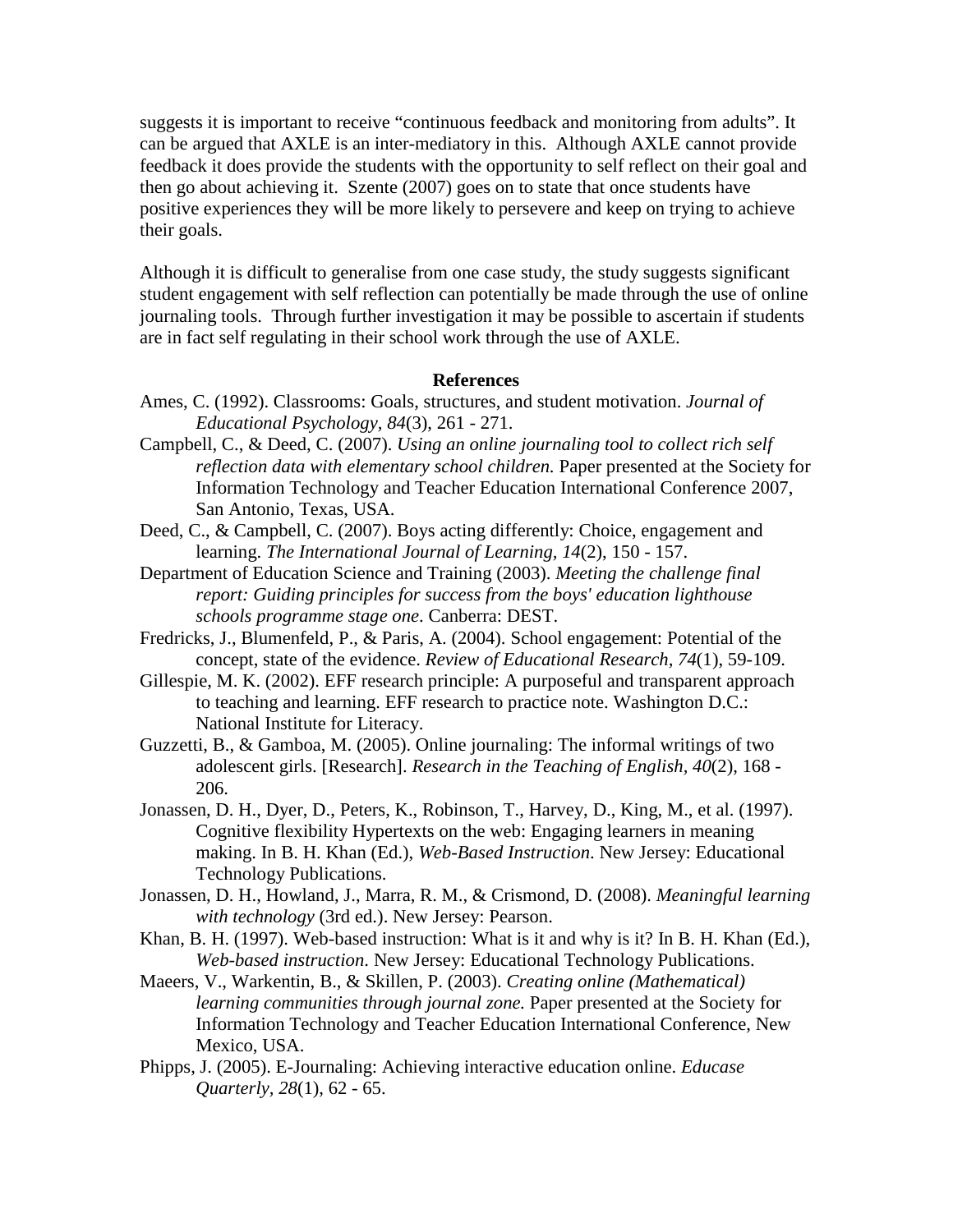suggests it is important to receive "continuous feedback and monitoring from adults". It can be argued that AXLE is an inter-mediatory in this. Although AXLE cannot provide feedback it does provide the students with the opportunity to self reflect on their goal and then go about achieving it. Szente (2007) goes on to state that once students have positive experiences they will be more likely to persevere and keep on trying to achieve their goals.

Although it is difficult to generalise from one case study, the study suggests significant student engagement with self reflection can potentially be made through the use of online journaling tools. Through further investigation it may be possible to ascertain if students are in fact self regulating in their school work through the use of AXLE.

## References

Ames, C. (1992). Classrooms: Goals, structures, and student motivation. *Journal of Educational Psychology, 84*(3), 261 - 271.

Campbell, C., & Deed, C. (2007). *Using an online journaling tool to collect rich self reflection data with elementary school children.* Paper presented at the Society for Information Technology and Teacher Education International Conference 2007, San Antonio, Texas, USA.

Deed, C., & Campbell, C. (2007). Boys acting differently: Choice, engagement and learning. *The International Journal of Learning, 14*(2), 150 - 157.

Department of Education Science and Training (2003). *Meeting the challenge final report: Guiding principles for success from the boys' education lighthouse schools programme stage one*. Canberra: DEST.

Fredricks, J., Blumenfeld, P., & Paris, A. (2004). School engagement: Potential of the concept, state of the evidence. *Review of Educational Research, 74*(1), 59-109.

Gillespie, M. K. (2002). EFF research principle: A purposeful and transparent approach to teaching and learning. EFF research to practice note. Washington D.C.: National Institute for Literacy.

Guzzetti, B., & Gamboa, M. (2005). Online journaling: The informal writings of two adolescent girls. [Research]. *Research in the Teaching of English, 40*(2), 168 - 206.

Jonassen, D. H., Dyer, D., Peters, K., Robinson, T., Harvey, D., King, M., et al. (1997). Cognitive flexibility Hypertexts on the web: Engaging learners in meaning making. In B. H. Khan (Ed.), *Web-Based Instruction*. New Jersey: Educational Technology Publications.

Jonassen, D. H., Howland, J., Marra, R. M., & Crismond, D. (2008). *Meaningful learning with technology* (3rd ed.). New Jersey: Pearson.

Khan, B. H. (1997). Web-based instruction: What is it and why is it? In B. H. Khan (Ed.), *Web-based instruction*. New Jersey: Educational Technology Publications.

Maeers, V., Warkentin, B., & Skillen, P. (2003). *Creating online (Mathematical) learning communities through journal zone.* Paper presented at the Society for Information Technology and Teacher Education International Conference, New Mexico, USA.

Phipps, J. (2005). E-Journaling: Achieving interactive education online. *Educase Quarterly, 28*(1), 62 - 65.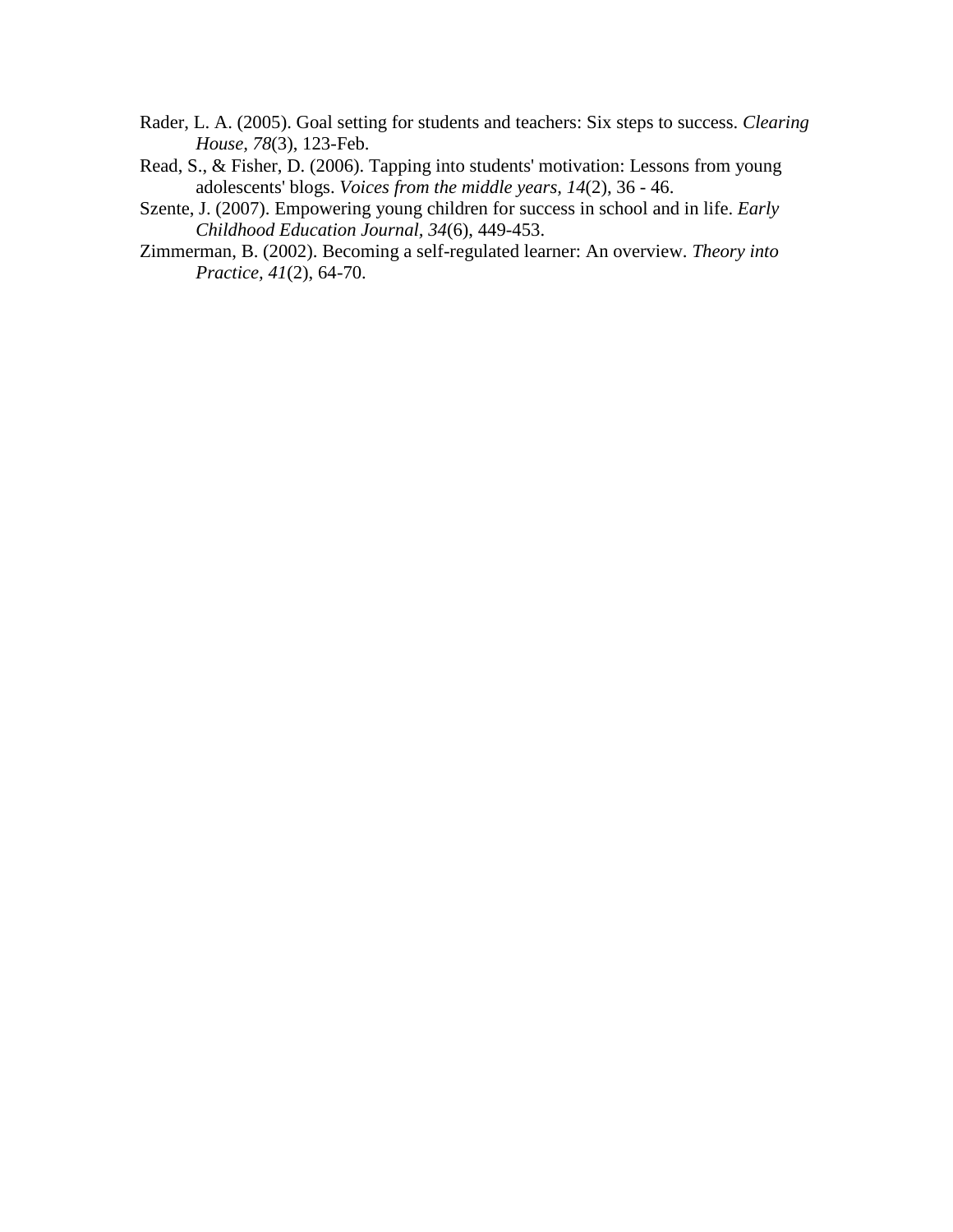Rader, L. A. (2005). Goal setting for students and teachers: Six steps to success. *Clearing House*, *78*(3), 123-Feb.

Read, S., & Fisher, D. (2006). Tapping into students' motivation: Lessons from young adolescents' blogs. *Voices from the middle years*, *14*(2), 36 - 46.

Szente, J. (2007). Empowering young children for success in school and in life. *Early Childhood Education Journal*, *34*(6), 449-453.

Zimmerman, B. (2002). Becoming a self-regulated learner: An overview. *Theory into Practice, 41*(2), 64-70.